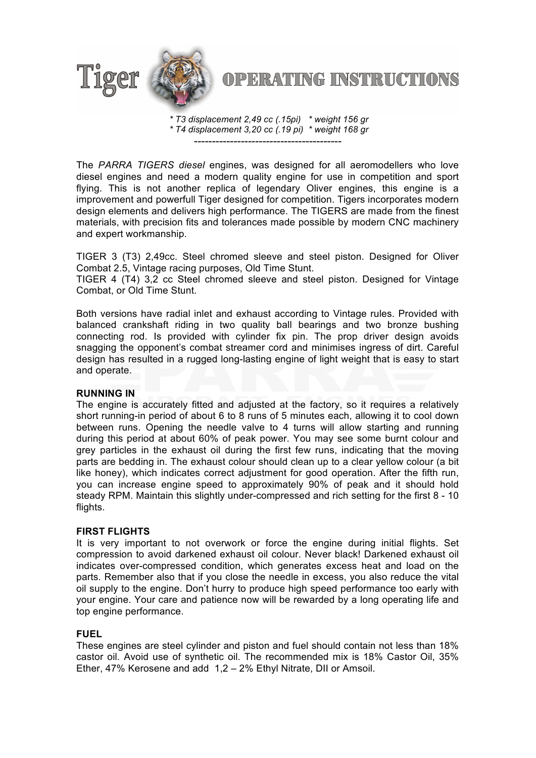# Tiger OPERATING INSTRUCTIONS

*\* T3 displacement 2,49 cc (.15pi)   \* weight 156 gr*
*\* T4 displacement 3,20 cc (.19 pi)  \* weight 168 gr*

----------------------------------------

The *PARRA TIGERS diesel* engines, was designed for all aeromodellers who love diesel engines and need a modern quality engine for use in competition and sport flying. This is not another replica of legendary Oliver engines, this engine is a improvement and powerfull Tiger designed for competition. Tigers incorporates modern design elements and delivers high performance. The TIGERS are made from the finest materials, with precision fits and tolerances made possible by modern CNC machinery and expert workmanship.

TIGER 3 (T3) 2,49cc. Steel chromed sleeve and steel piston. Designed for Oliver Combat 2.5, Vintage racing purposes, Old Time Stunt.
TIGER 4 (T4) 3,2 cc Steel chromed sleeve and steel piston. Designed for Vintage Combat, or Old Time Stunt.

Both versions have radial inlet and exhaust according to Vintage rules. Provided with balanced crankshaft riding in two quality ball bearings and two bronze bushing connecting rod. Is provided with cylinder fix pin. The prop driver design avoids snagging the opponent's combat streamer cord and minimises ingress of dirt. Careful design has resulted in a rugged long-lasting engine of light weight that is easy to start and operate.

**RUNNING IN**
The engine is accurately fitted and adjusted at the factory, so it requires a relatively short running-in period of about 6 to 8 runs of 5 minutes each, allowing it to cool down between runs. Opening the needle valve to 4 turns will allow starting and running during this period at about 60% of peak power. You may see some burnt colour and grey particles in the exhaust oil during the first few runs, indicating that the moving parts are bedding in. The exhaust colour should clean up to a clear yellow colour (a bit like honey), which indicates correct adjustment for good operation. After the fifth run, you can increase engine speed to approximately 90% of peak and it should hold steady RPM. Maintain this slightly under-compressed and rich setting for the first 8 - 10 flights.

**FIRST FLIGHTS**
It is very important to not overwork or force the engine during initial flights. Set compression to avoid darkened exhaust oil colour. Never black! Darkened exhaust oil indicates over-compressed condition, which generates excess heat and load on the parts. Remember also that if you close the needle in excess, you also reduce the vital oil supply to the engine. Don't hurry to produce high speed performance too early with your engine. Your care and patience now will be rewarded by a long operating life and top engine performance.

**FUEL**
These engines are steel cylinder and piston and fuel should contain not less than 18% castor oil. Avoid use of synthetic oil. The recommended mix is 18% Castor Oil, 35% Ether, 47% Kerosene and add 1,2 – 2% Ethyl Nitrate, DII or Amsoil.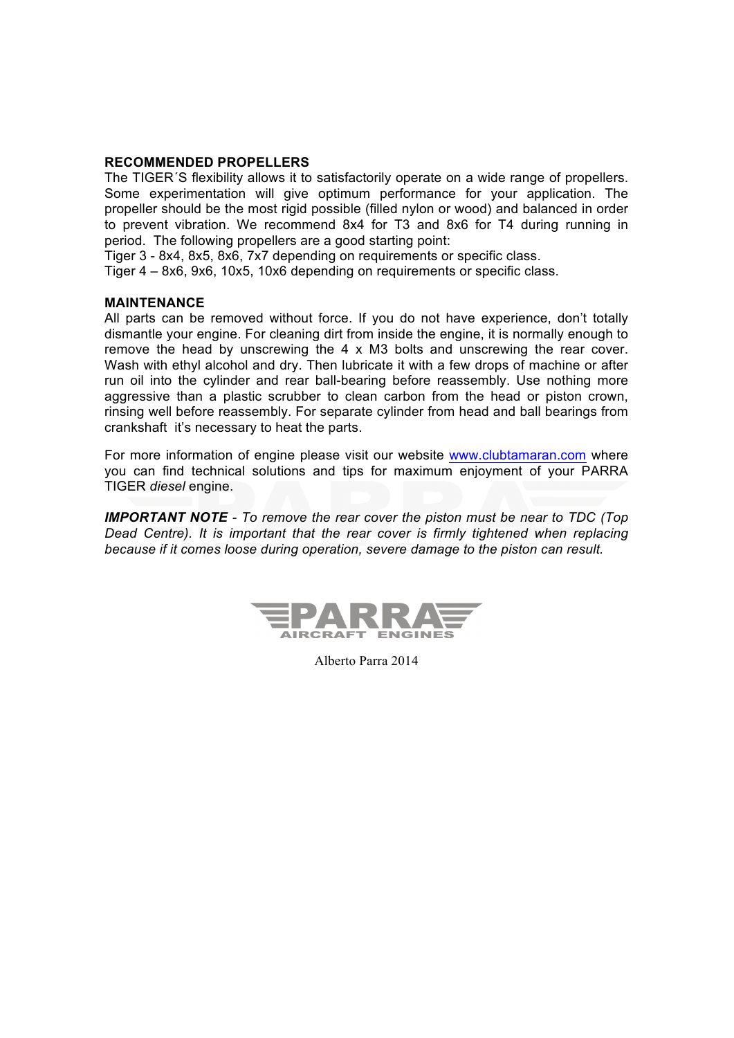## RECOMMENDED PROPELLERS

The TIGER´S flexibility allows it to satisfactorily operate on a wide range of propellers. Some experimentation will give optimum performance for your application. The propeller should be the most rigid possible (filled nylon or wood) and balanced in order to prevent vibration. We recommend 8x4 for T3 and 8x6 for T4 during running in period. The following propellers are a good starting point:

Tiger 3 - 8x4, 8x5, 8x6, 7x7 depending on requirements or specific class.

Tiger 4 – 8x6, 9x6, 10x5, 10x6 depending on requirements or specific class.

## MAINTENANCE

All parts can be removed without force. If you do not have experience, don't totally dismantle your engine. For cleaning dirt from inside the engine, it is normally enough to remove the head by unscrewing the 4 x M3 bolts and unscrewing the rear cover. Wash with ethyl alcohol and dry. Then lubricate it with a few drops of machine or after run oil into the cylinder and rear ball-bearing before reassembly. Use nothing more aggressive than a plastic scrubber to clean carbon from the head or piston crown, rinsing well before reassembly. For separate cylinder from head and ball bearings from crankshaft it's necessary to heat the parts.

For more information of engine please visit our website www.clubtamaran.com where you can find technical solutions and tips for maximum enjoyment of your PARRA TIGER *diesel* engine.

***IMPORTANT NOTE*** *- To remove the rear cover the piston must be near to TDC (Top Dead Centre). It is important that the rear cover is firmly tightened when replacing because if it comes loose during operation, severe damage to the piston can result.*

PARRA
AIRCRAFT ENGINES

Alberto Parra 2014